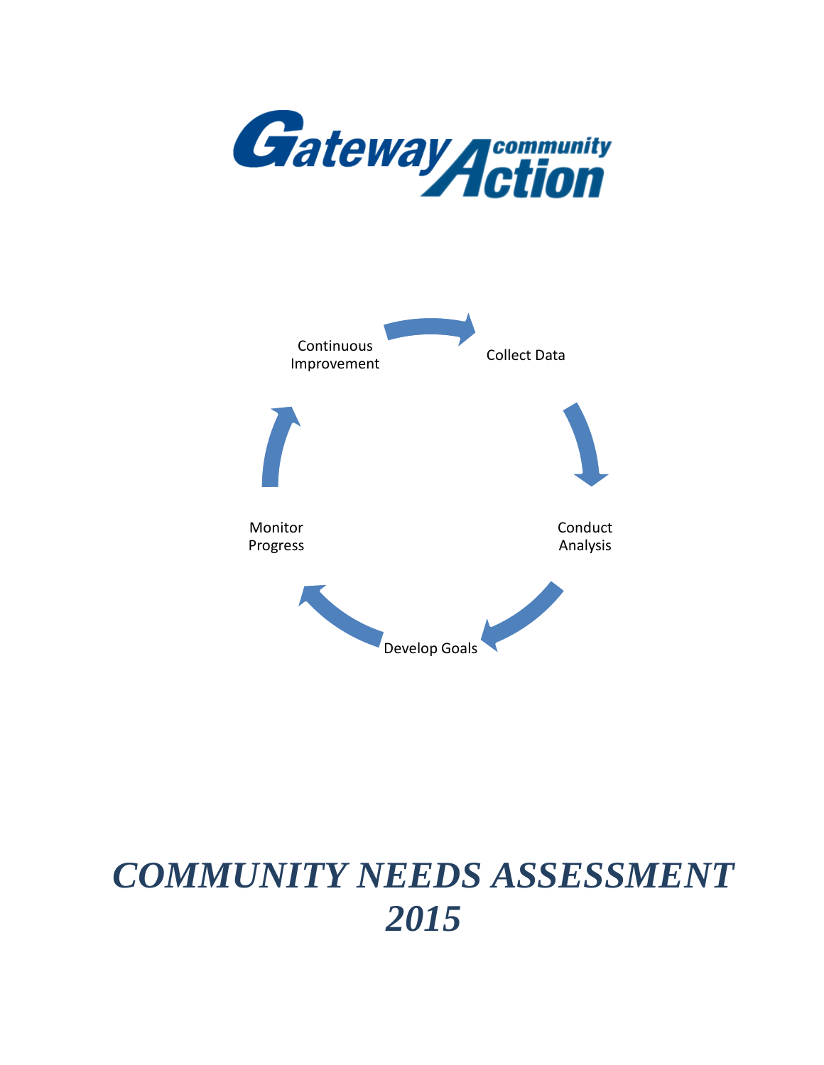Gateway community Action

Continuous Improvement

Collect Data

Conduct Analysis

Develop Goals

Monitor Progress

# *COMMUNITY NEEDS ASSESSMENT 2015*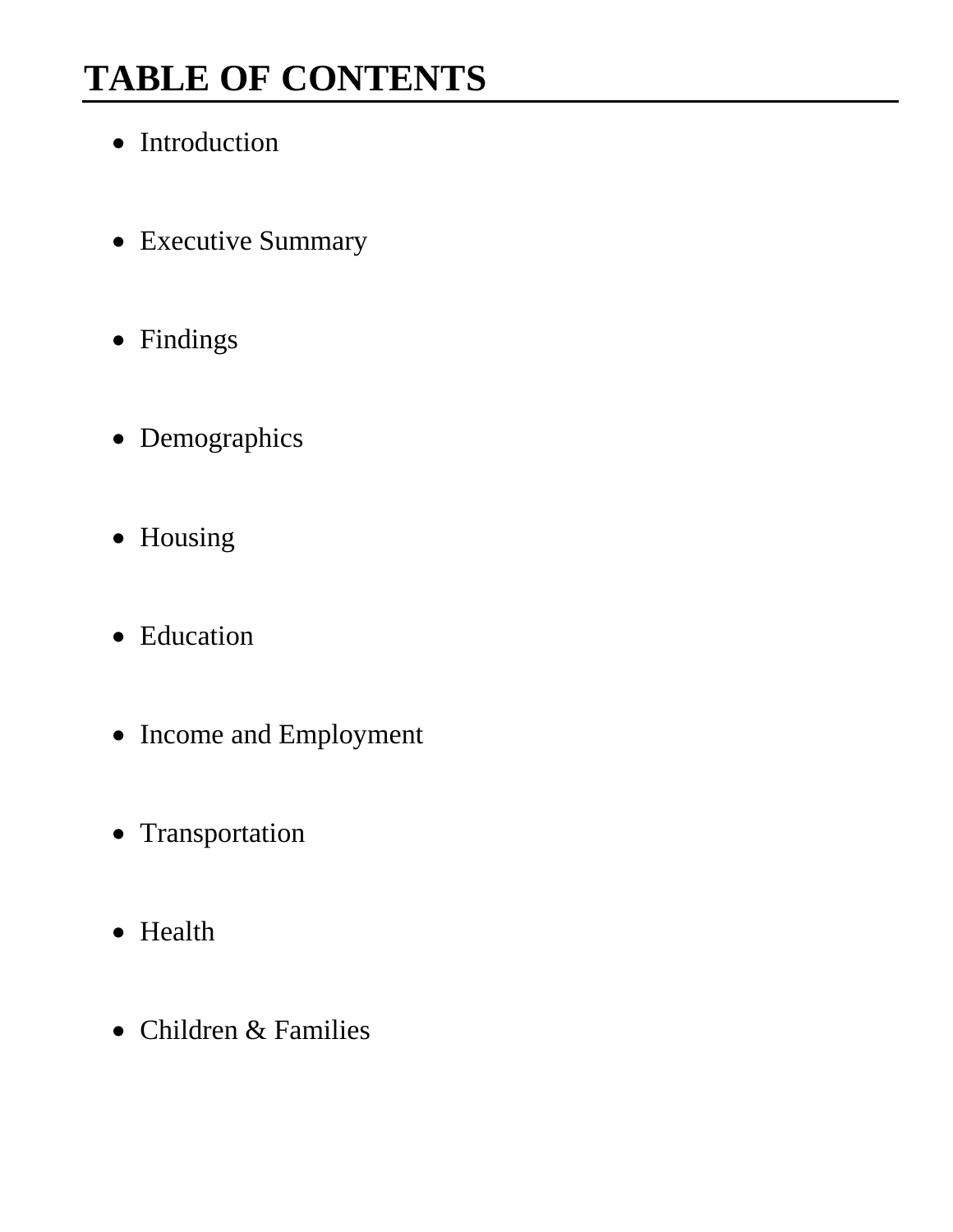# TABLE OF CONTENTS

- Introduction
- Executive Summary
- Findings
- Demographics
- Housing
- Education
- Income and Employment
- Transportation
- Health
- Children & Families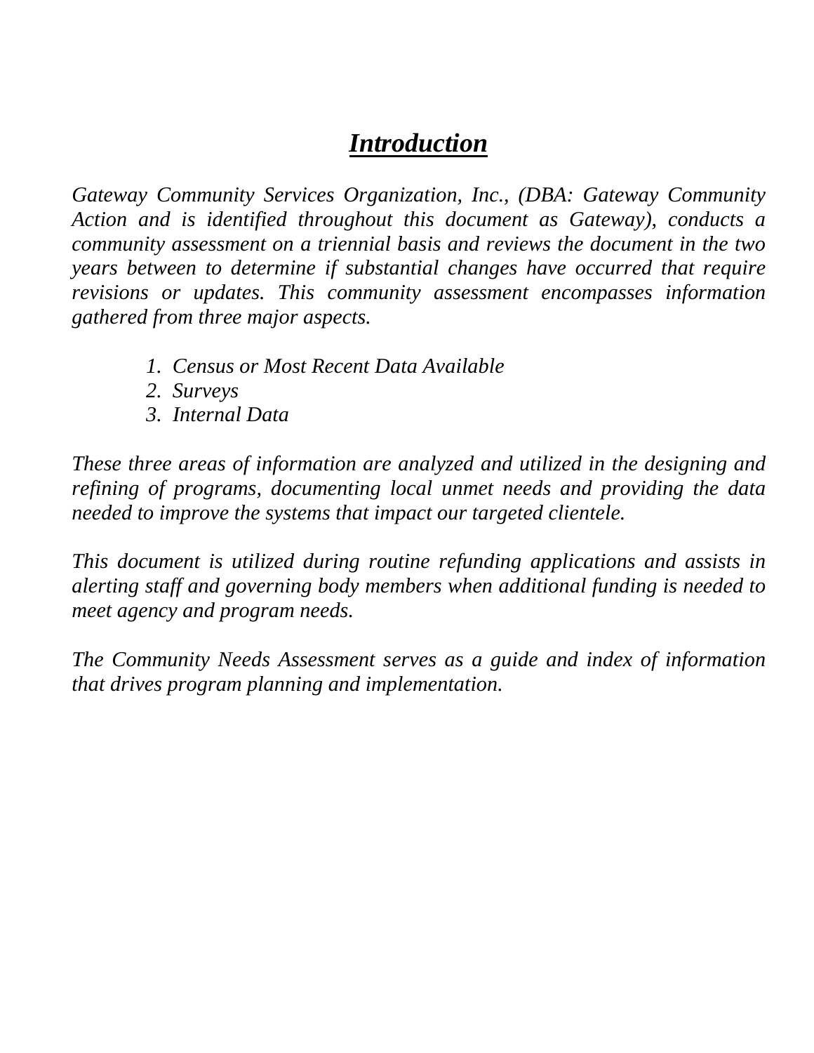# ***Introduction***

*Gateway Community Services Organization, Inc., (DBA: Gateway Community Action and is identified throughout this document as Gateway), conducts a community assessment on a triennial basis and reviews the document in the two years between to determine if substantial changes have occurred that require revisions or updates. This community assessment encompasses information gathered from three major aspects.*

1. *Census or Most Recent Data Available*
2. *Surveys*
3. *Internal Data*

*These three areas of information are analyzed and utilized in the designing and refining of programs, documenting local unmet needs and providing the data needed to improve the systems that impact our targeted clientele.*

*This document is utilized during routine refunding applications and assists in alerting staff and governing body members when additional funding is needed to meet agency and program needs.*

*The Community Needs Assessment serves as a guide and index of information that drives program planning and implementation.*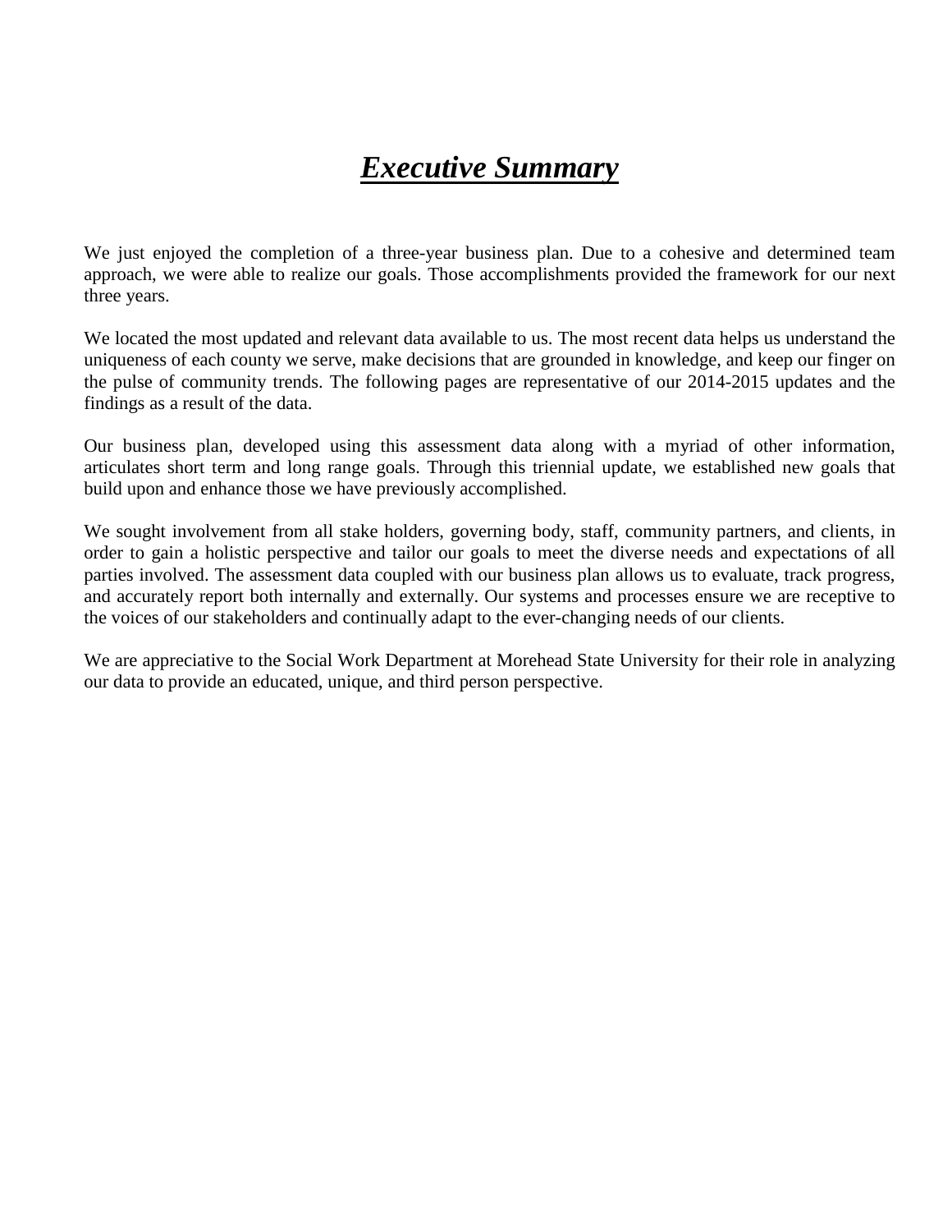# ***Executive Summary***

We just enjoyed the completion of a three-year business plan. Due to a cohesive and determined team approach, we were able to realize our goals. Those accomplishments provided the framework for our next three years.

We located the most updated and relevant data available to us. The most recent data helps us understand the uniqueness of each county we serve, make decisions that are grounded in knowledge, and keep our finger on the pulse of community trends. The following pages are representative of our 2014-2015 updates and the findings as a result of the data.

Our business plan, developed using this assessment data along with a myriad of other information, articulates short term and long range goals. Through this triennial update, we established new goals that build upon and enhance those we have previously accomplished.

We sought involvement from all stake holders, governing body, staff, community partners, and clients, in order to gain a holistic perspective and tailor our goals to meet the diverse needs and expectations of all parties involved. The assessment data coupled with our business plan allows us to evaluate, track progress, and accurately report both internally and externally. Our systems and processes ensure we are receptive to the voices of our stakeholders and continually adapt to the ever-changing needs of our clients.

We are appreciative to the Social Work Department at Morehead State University for their role in analyzing our data to provide an educated, unique, and third person perspective.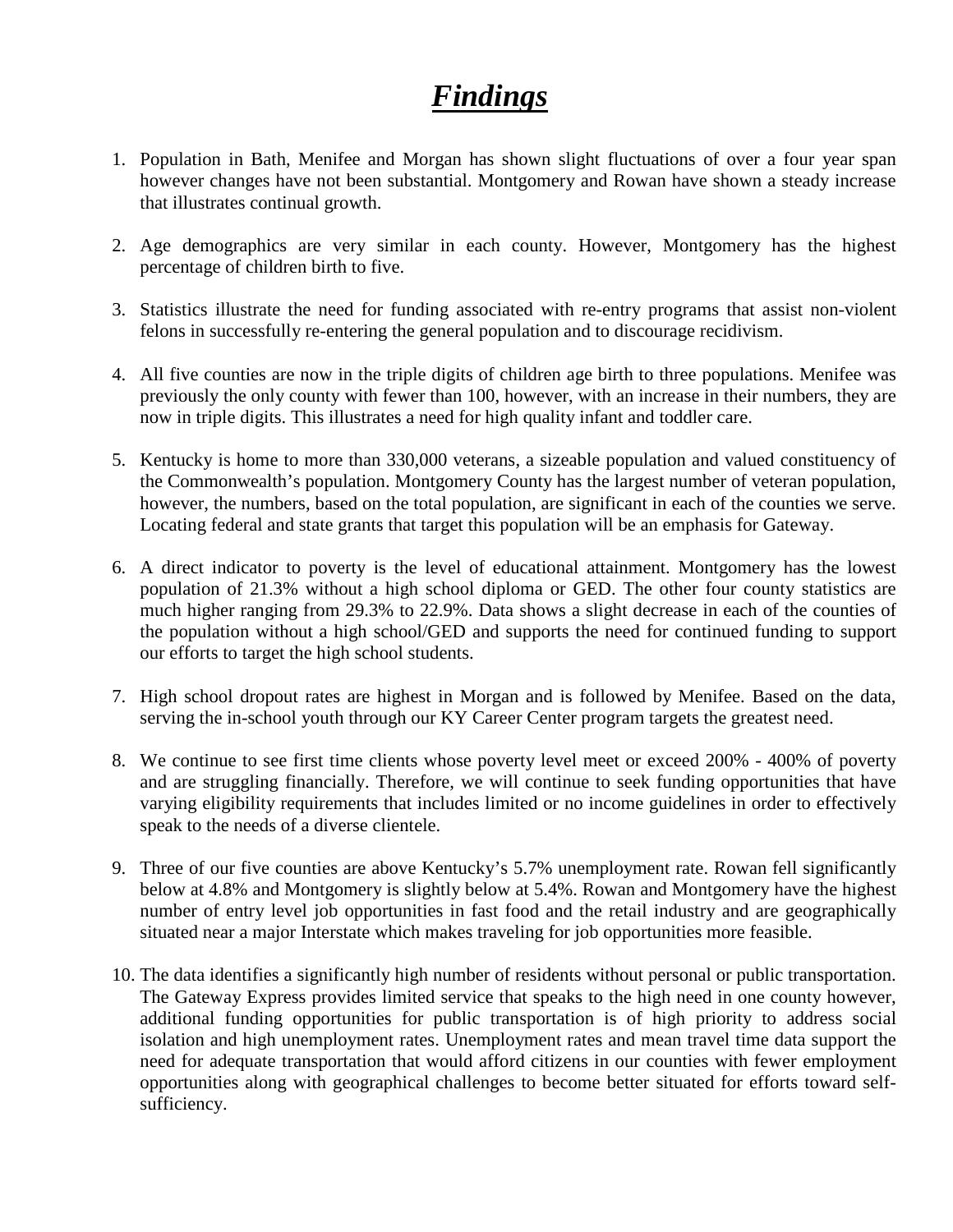# ***Findings***

1. Population in Bath, Menifee and Morgan has shown slight fluctuations of over a four year span however changes have not been substantial. Montgomery and Rowan have shown a steady increase that illustrates continual growth.

2. Age demographics are very similar in each county. However, Montgomery has the highest percentage of children birth to five.

3. Statistics illustrate the need for funding associated with re-entry programs that assist non-violent felons in successfully re-entering the general population and to discourage recidivism.

4. All five counties are now in the triple digits of children age birth to three populations. Menifee was previously the only county with fewer than 100, however, with an increase in their numbers, they are now in triple digits. This illustrates a need for high quality infant and toddler care.

5. Kentucky is home to more than 330,000 veterans, a sizeable population and valued constituency of the Commonwealth's population. Montgomery County has the largest number of veteran population, however, the numbers, based on the total population, are significant in each of the counties we serve. Locating federal and state grants that target this population will be an emphasis for Gateway.

6. A direct indicator to poverty is the level of educational attainment. Montgomery has the lowest population of 21.3% without a high school diploma or GED. The other four county statistics are much higher ranging from 29.3% to 22.9%. Data shows a slight decrease in each of the counties of the population without a high school/GED and supports the need for continued funding to support our efforts to target the high school students.

7. High school dropout rates are highest in Morgan and is followed by Menifee. Based on the data, serving the in-school youth through our KY Career Center program targets the greatest need.

8. We continue to see first time clients whose poverty level meet or exceed 200% - 400% of poverty and are struggling financially. Therefore, we will continue to seek funding opportunities that have varying eligibility requirements that includes limited or no income guidelines in order to effectively speak to the needs of a diverse clientele.

9. Three of our five counties are above Kentucky's 5.7% unemployment rate. Rowan fell significantly below at 4.8% and Montgomery is slightly below at 5.4%. Rowan and Montgomery have the highest number of entry level job opportunities in fast food and the retail industry and are geographically situated near a major Interstate which makes traveling for job opportunities more feasible.

10. The data identifies a significantly high number of residents without personal or public transportation. The Gateway Express provides limited service that speaks to the high need in one county however, additional funding opportunities for public transportation is of high priority to address social isolation and high unemployment rates. Unemployment rates and mean travel time data support the need for adequate transportation that would afford citizens in our counties with fewer employment opportunities along with geographical challenges to become better situated for efforts toward self-sufficiency.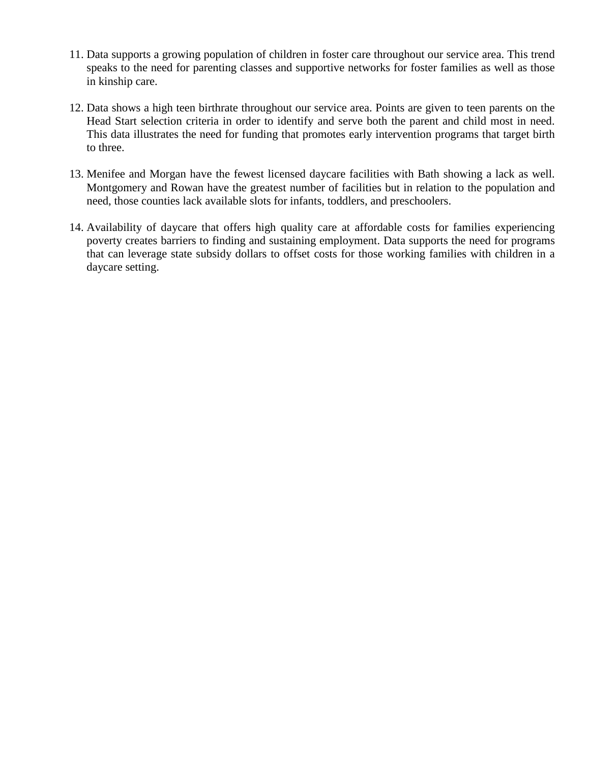11. Data supports a growing population of children in foster care throughout our service area. This trend speaks to the need for parenting classes and supportive networks for foster families as well as those in kinship care.

12. Data shows a high teen birthrate throughout our service area. Points are given to teen parents on the Head Start selection criteria in order to identify and serve both the parent and child most in need. This data illustrates the need for funding that promotes early intervention programs that target birth to three.

13. Menifee and Morgan have the fewest licensed daycare facilities with Bath showing a lack as well. Montgomery and Rowan have the greatest number of facilities but in relation to the population and need, those counties lack available slots for infants, toddlers, and preschoolers.

14. Availability of daycare that offers high quality care at affordable costs for families experiencing poverty creates barriers to finding and sustaining employment. Data supports the need for programs that can leverage state subsidy dollars to offset costs for those working families with children in a daycare setting.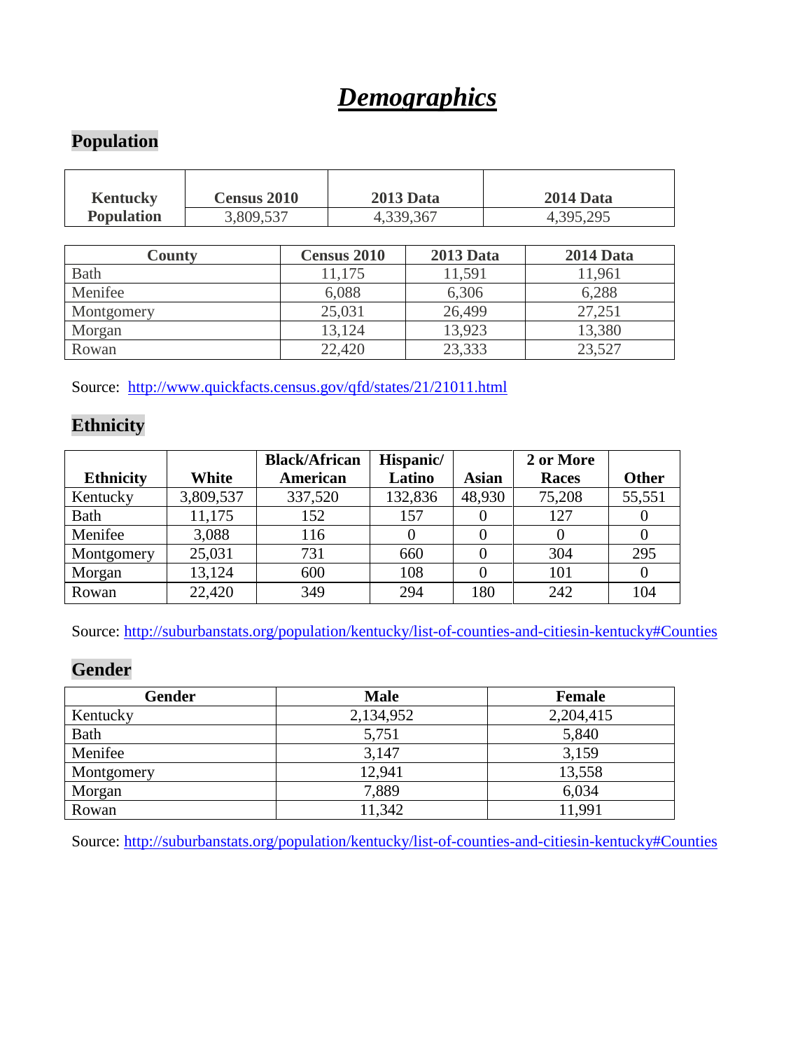# ***Demographics***

## Population

| Kentucky Population | Census 2010 | 2013 Data | 2014 Data |
|---|---|---|---|
| | 3,809,537 | 4,339,367 | 4,395,295 |

| County | Census 2010 | 2013 Data | 2014 Data |
|---|---|---|---|
| Bath | 11,175 | 11,591 | 11,961 |
| Menifee | 6,088 | 6,306 | 6,288 |
| Montgomery | 25,031 | 26,499 | 27,251 |
| Morgan | 13,124 | 13,923 | 13,380 |
| Rowan | 22,420 | 23,333 | 23,527 |

Source: http://www.quickfacts.census.gov/qfd/states/21/21011.html

## Ethnicity

| Ethnicity | White | Black/African American | Hispanic/ Latino | Asian | 2 or More Races | Other |
|---|---|---|---|---|---|---|
| Kentucky | 3,809,537 | 337,520 | 132,836 | 48,930 | 75,208 | 55,551 |
| Bath | 11,175 | 152 | 157 | 0 | 127 | 0 |
| Menifee | 3,088 | 116 | 0 | 0 | 0 | 0 |
| Montgomery | 25,031 | 731 | 660 | 0 | 304 | 295 |
| Morgan | 13,124 | 600 | 108 | 0 | 101 | 0 |
| Rowan | 22,420 | 349 | 294 | 180 | 242 | 104 |

Source: http://suburbanstats.org/population/kentucky/list-of-counties-and-citiesin-kentucky#Counties

## Gender

| Gender | Male | Female |
|---|---|---|
| Kentucky | 2,134,952 | 2,204,415 |
| Bath | 5,751 | 5,840 |
| Menifee | 3,147 | 3,159 |
| Montgomery | 12,941 | 13,558 |
| Morgan | 7,889 | 6,034 |
| Rowan | 11,342 | 11,991 |

Source: http://suburbanstats.org/population/kentucky/list-of-counties-and-citiesin-kentucky#Counties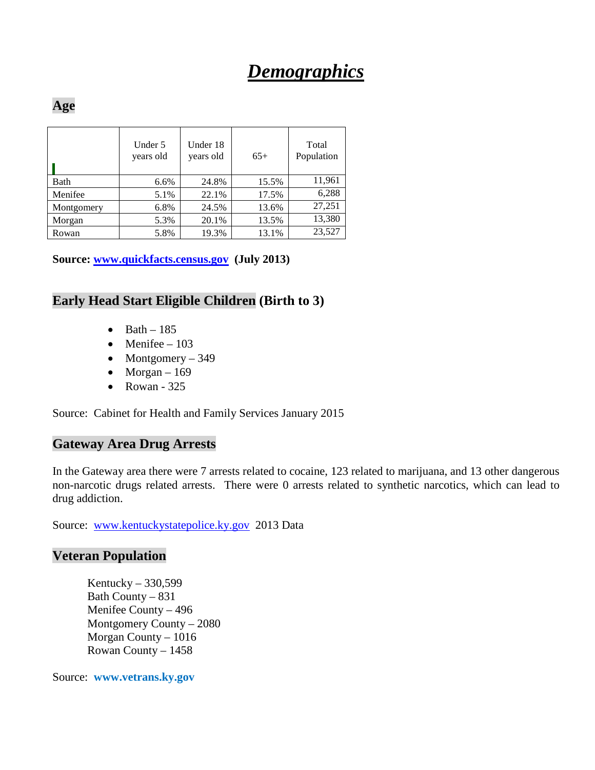# *Demographics*

## Age

| | Under 5 years old | Under 18 years old | 65+ | Total Population |
|---|---|---|---|---|
| Bath | 6.6% | 24.8% | 15.5% | 11,961 |
| Menifee | 5.1% | 22.1% | 17.5% | 6,288 |
| Montgomery | 6.8% | 24.5% | 13.6% | 27,251 |
| Morgan | 5.3% | 20.1% | 13.5% | 13,380 |
| Rowan | 5.8% | 19.3% | 13.1% | 23,527 |

**Source: www.quickfacts.census.gov (July 2013)**

## Early Head Start Eligible Children (Birth to 3)

- Bath – 185
- Menifee – 103
- Montgomery – 349
- Morgan – 169
- Rowan - 325

Source: Cabinet for Health and Family Services January 2015

## Gateway Area Drug Arrests

In the Gateway area there were 7 arrests related to cocaine, 123 related to marijuana, and 13 other dangerous non-narcotic drugs related arrests. There were 0 arrests related to synthetic narcotics, which can lead to drug addiction.

Source: www.kentuckystatepolice.ky.gov 2013 Data

## Veteran Population

Kentucky – 330,599
Bath County – 831
Menifee County – 496
Montgomery County – 2080
Morgan County – 1016
Rowan County – 1458

Source: **www.vetrans.ky.gov**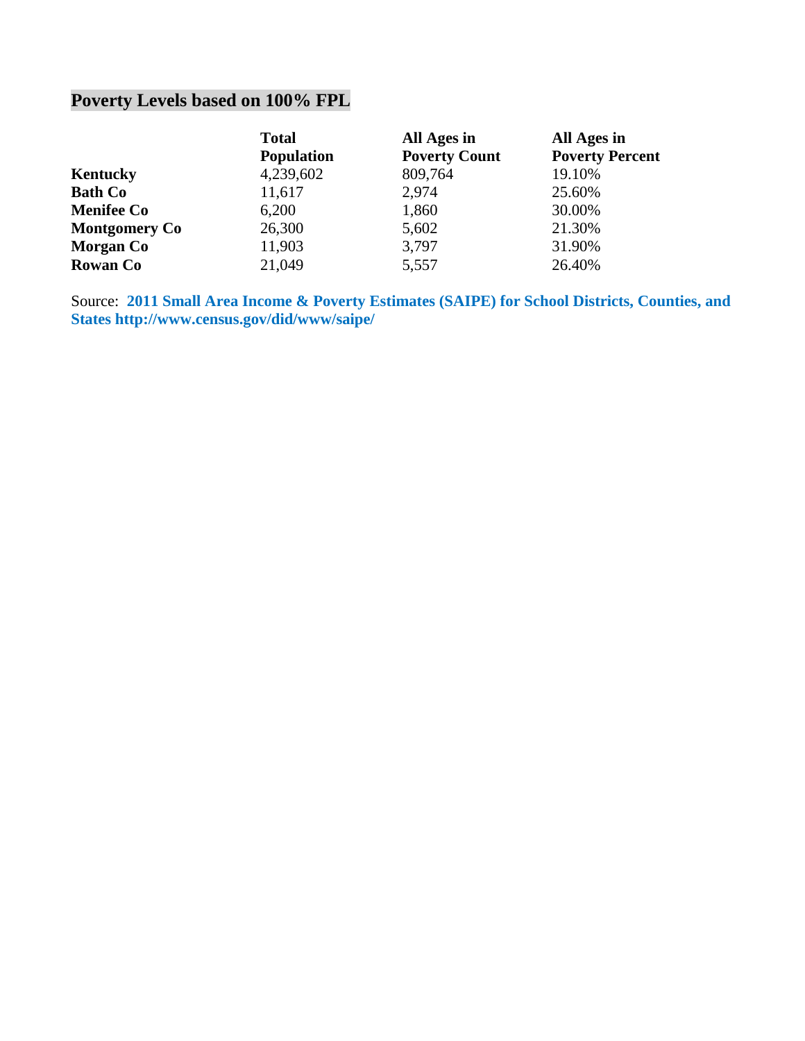## Poverty Levels based on 100% FPL

| | Total Population | All Ages in Poverty Count | All Ages in Poverty Percent |
|---|---|---|---|
| **Kentucky** | 4,239,602 | 809,764 | 19.10% |
| **Bath Co** | 11,617 | 2,974 | 25.60% |
| **Menifee Co** | 6,200 | 1,860 | 30.00% |
| **Montgomery Co** | 26,300 | 5,602 | 21.30% |
| **Morgan Co** | 11,903 | 3,797 | 31.90% |
| **Rowan Co** | 21,049 | 5,557 | 26.40% |

Source: **2011 Small Area Income & Poverty Estimates (SAIPE) for School Districts, Counties, and States http://www.census.gov/did/www/saipe/**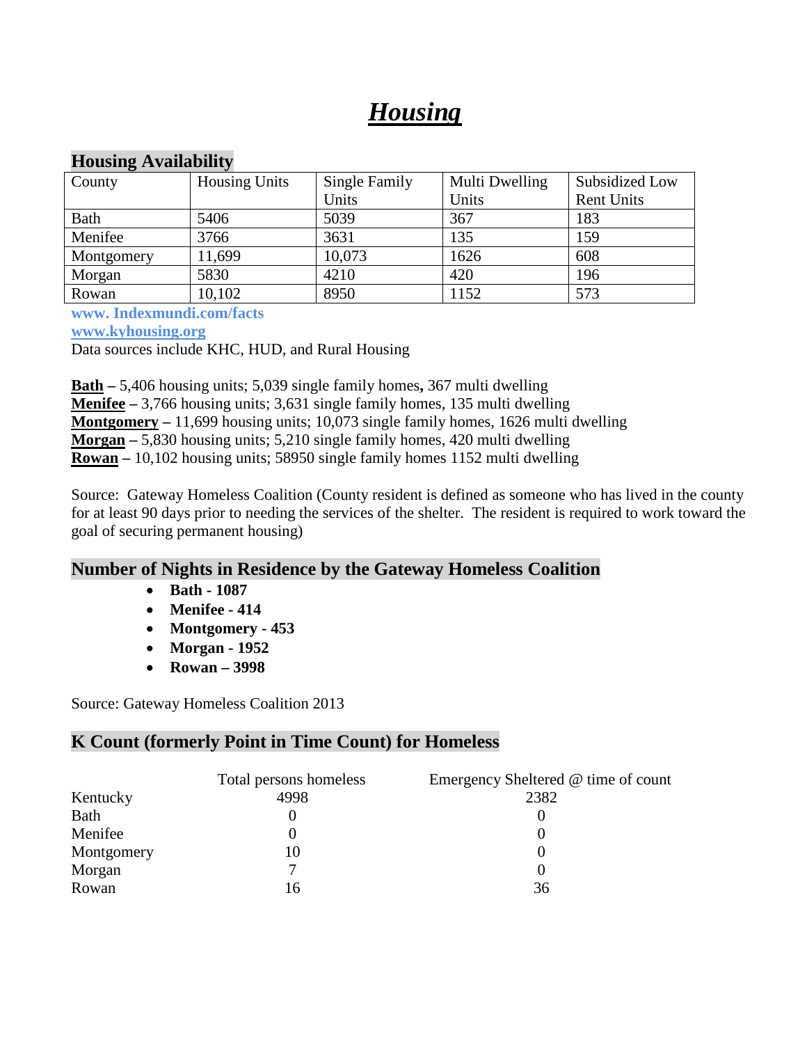# ***Housing***

## Housing Availability

| County | Housing Units | Single Family Units | Multi Dwelling Units | Subsidized Low Rent Units |
|---|---|---|---|---|
| Bath | 5406 | 5039 | 367 | 183 |
| Menifee | 3766 | 3631 | 135 | 159 |
| Montgomery | 11,699 | 10,073 | 1626 | 608 |
| Morgan | 5830 | 4210 | 420 | 196 |
| Rowan | 10,102 | 8950 | 1152 | 573 |

**www. Indexmundi.com/facts**
**www.kyhousing.org**
Data sources include KHC, HUD, and Rural Housing

**Bath** – 5,406 housing units; 5,039 single family homes**,** 367 multi dwelling
**Menifee** – 3,766 housing units; 3,631 single family homes, 135 multi dwelling
**Montgomery** – 11,699 housing units; 10,073 single family homes, 1626 multi dwelling
**Morgan** – 5,830 housing units; 5,210 single family homes, 420 multi dwelling
**Rowan** – 10,102 housing units; 58950 single family homes 1152 multi dwelling

Source: Gateway Homeless Coalition (County resident is defined as someone who has lived in the county for at least 90 days prior to needing the services of the shelter. The resident is required to work toward the goal of securing permanent housing)

## Number of Nights in Residence by the Gateway Homeless Coalition

- **Bath - 1087**
- **Menifee - 414**
- **Montgomery - 453**
- **Morgan - 1952**
- **Rowan – 3998**

Source: Gateway Homeless Coalition 2013

## K Count (formerly Point in Time Count) for Homeless

| | Total persons homeless | Emergency Sheltered @ time of count |
|---|---|---|
| Kentucky | 4998 | 2382 |
| Bath | 0 | 0 |
| Menifee | 0 | 0 |
| Montgomery | 10 | 0 |
| Morgan | 7 | 0 |
| Rowan | 16 | 36 |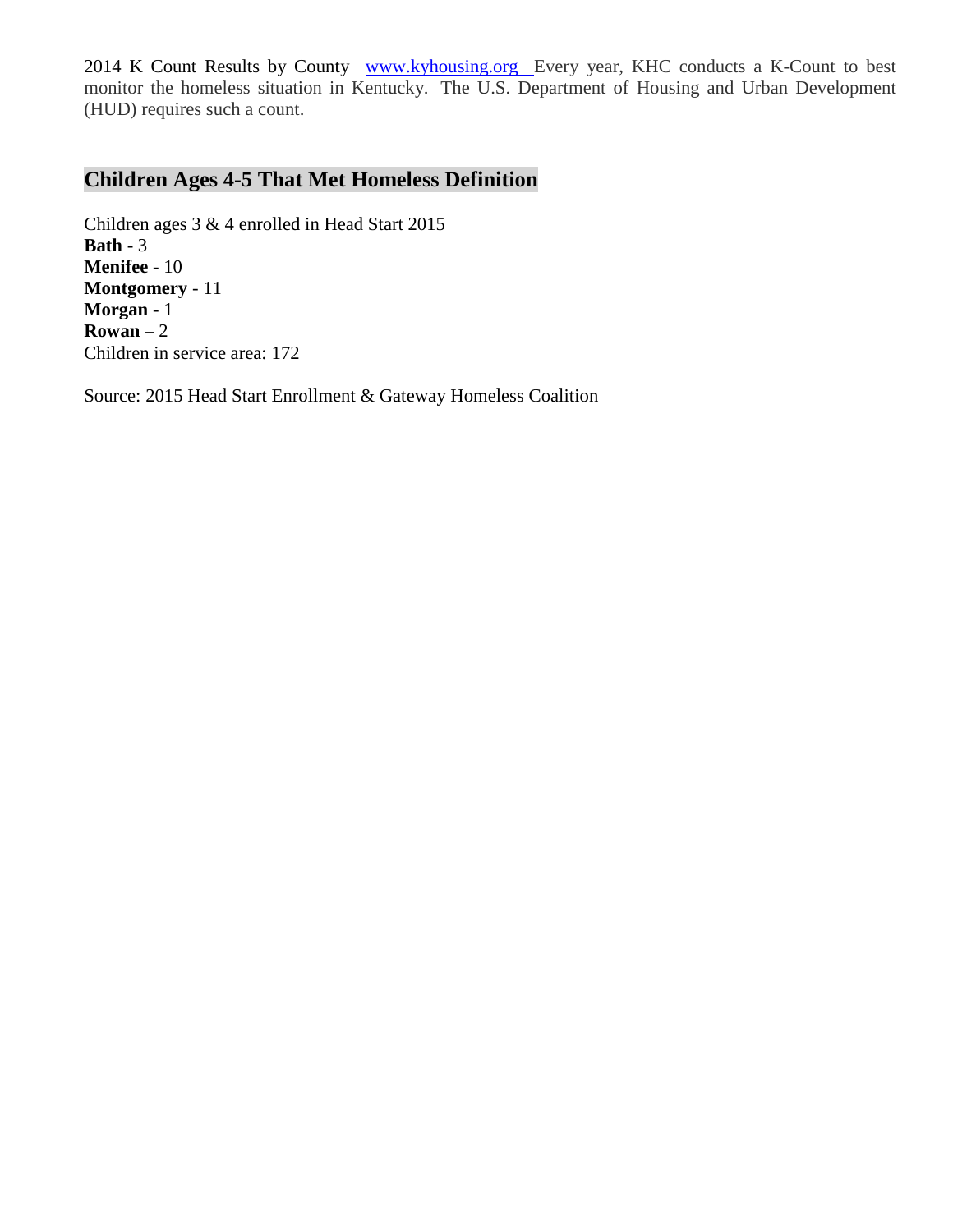2014 K Count Results by County [www.kyhousing.org](http://www.kyhousing.org) Every year, KHC conducts a K-Count to best monitor the homeless situation in Kentucky. The U.S. Department of Housing and Urban Development (HUD) requires such a count.

## Children Ages 4-5 That Met Homeless Definition

Children ages 3 & 4 enrolled in Head Start 2015
**Bath** - 3
**Menifee** - 10
**Montgomery** - 11
**Morgan** - 1
**Rowan** – 2
Children in service area: 172

Source: 2015 Head Start Enrollment & Gateway Homeless Coalition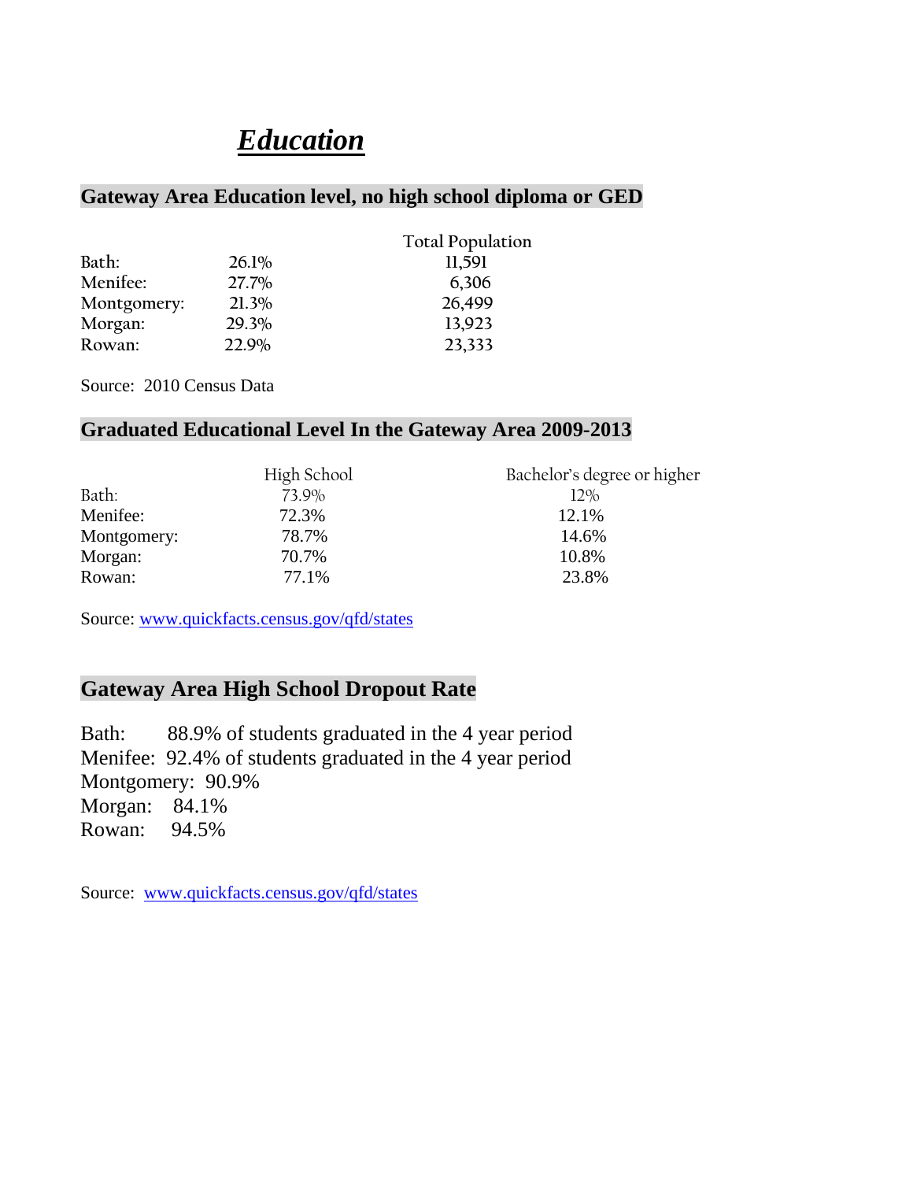# ***Education***

## Gateway Area Education level, no high school diploma or GED

| | | Total Population |
|---|---|---|
| Bath: | 26.1% | 11,591 |
| Menifee: | 27.7% | 6,306 |
| Montgomery: | 21.3% | 26,499 |
| Morgan: | 29.3% | 13,923 |
| Rowan: | 22.9% | 23,333 |

Source: 2010 Census Data

## Graduated Educational Level In the Gateway Area 2009-2013

| | High School | Bachelor's degree or higher |
|---|---|---|
| Bath: | 73.9% | 12% |
| Menifee: | 72.3% | 12.1% |
| Montgomery: | 78.7% | 14.6% |
| Morgan: | 70.7% | 10.8% |
| Rowan: | 77.1% | 23.8% |

Source: www.quickfacts.census.gov/qfd/states

## Gateway Area High School Dropout Rate

Bath: 88.9% of students graduated in the 4 year period
Menifee: 92.4% of students graduated in the 4 year period
Montgomery: 90.9%
Morgan: 84.1%
Rowan: 94.5%

Source: www.quickfacts.census.gov/qfd/states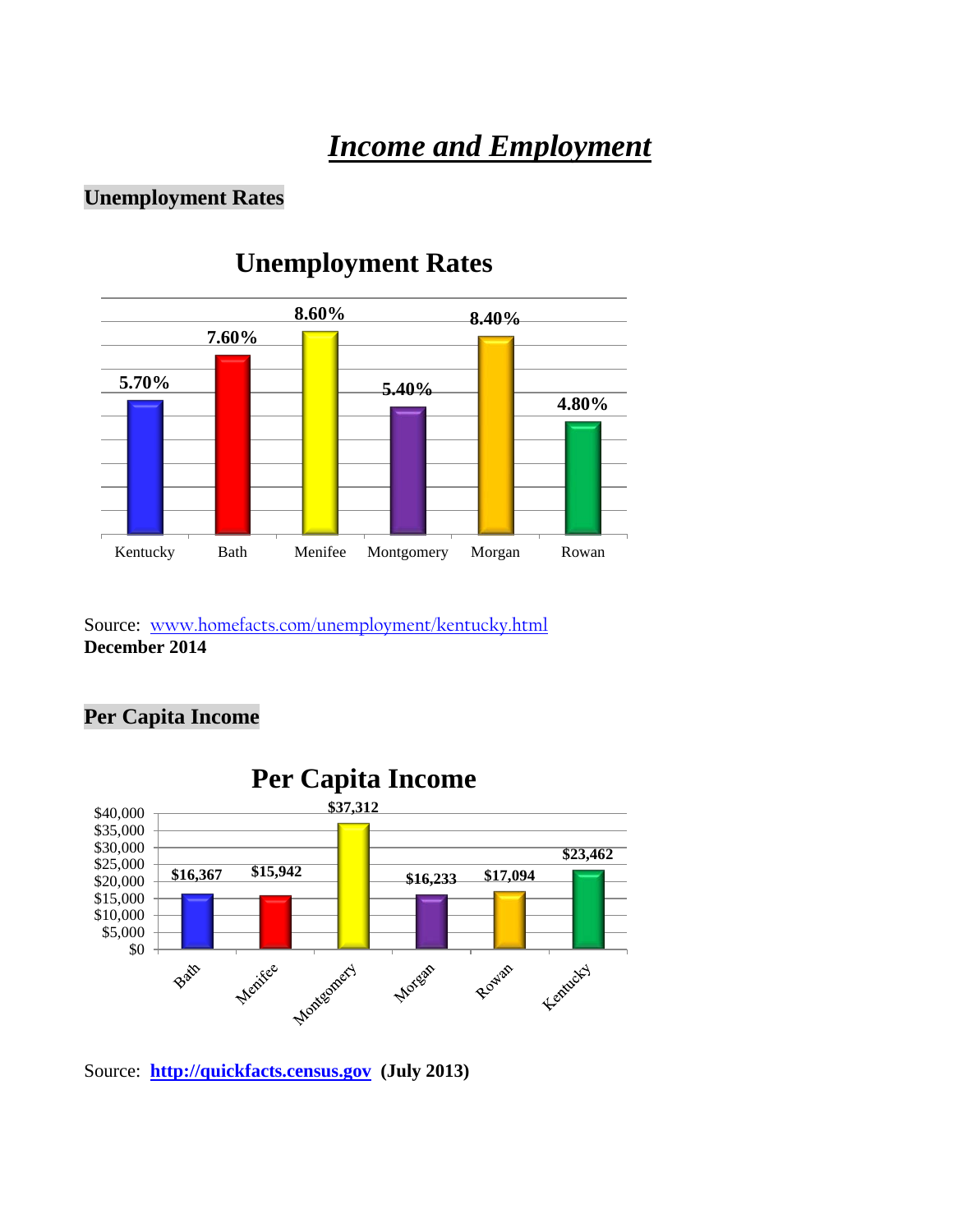# ***Income and Employment***

**Unemployment Rates**

**Unemployment Rates**

5.70%
7.60%
8.60%
5.40%
8.40%
4.80%

Kentucky
Bath
Menifee
Montgomery
Morgan
Rowan

Source: www.homefacts.com/unemployment/kentucky.html
**December 2014**

**Per Capita Income**

**Per Capita Income**

$40,000
$35,000
$30,000
$25,000
$20,000
$15,000
$10,000
$5,000
$0

$16,367
$15,942
$37,312
$16,233
$17,094
$23,462

Bath
Menifee
Montgomery
Morgan
Rowan
Kentucky

Source: **http://quickfacts.census.gov** **(July 2013)**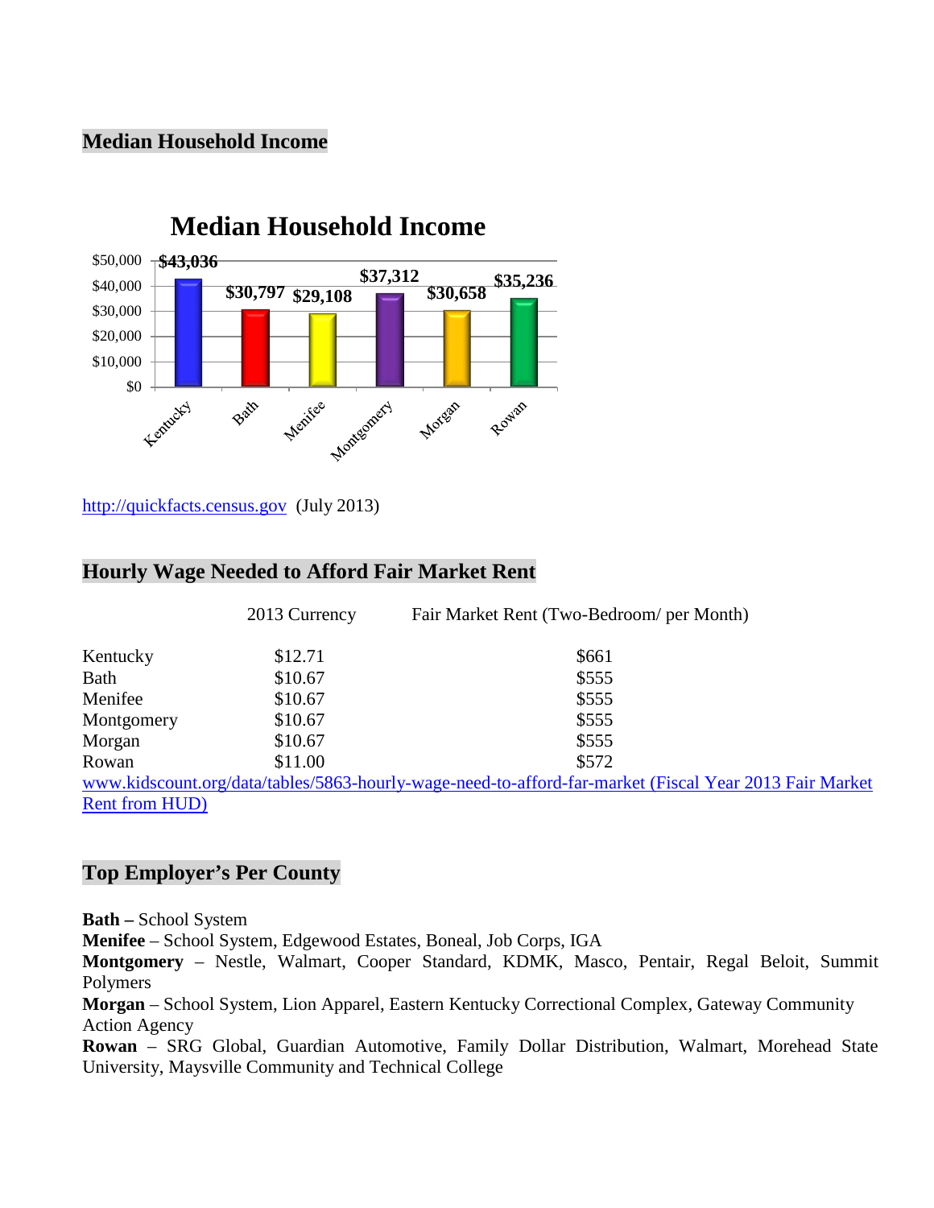## Median Household Income

Median Household Income

$50,000
$40,000
$30,000
$20,000
$10,000
$0

$43,036
$30,797
$29,108
$37,312
$30,658
$35,236

Kentucky
Bath
Menifee
Montgomery
Morgan
Rowan

http://quickfacts.census.gov (July 2013)

## Hourly Wage Needed to Afford Fair Market Rent

| | 2013 Currency | Fair Market Rent (Two-Bedroom/ per Month) |
|---|---|---|
| Kentucky | $12.71 | $661 |
| Bath | $10.67 | $555 |
| Menifee | $10.67 | $555 |
| Montgomery | $10.67 | $555 |
| Morgan | $10.67 | $555 |
| Rowan | $11.00 | $572 |

www.kidscount.org/data/tables/5863-hourly-wage-need-to-afford-far-market (Fiscal Year 2013 Fair Market Rent from HUD)

## Top Employer's Per County

**Bath –** School System
**Menifee** – School System, Edgewood Estates, Boneal, Job Corps, IGA
**Montgomery** – Nestle, Walmart, Cooper Standard, KDMK, Masco, Pentair, Regal Beloit, Summit Polymers
**Morgan** – School System, Lion Apparel, Eastern Kentucky Correctional Complex, Gateway Community Action Agency
**Rowan** – SRG Global, Guardian Automotive, Family Dollar Distribution, Walmart, Morehead State University, Maysville Community and Technical College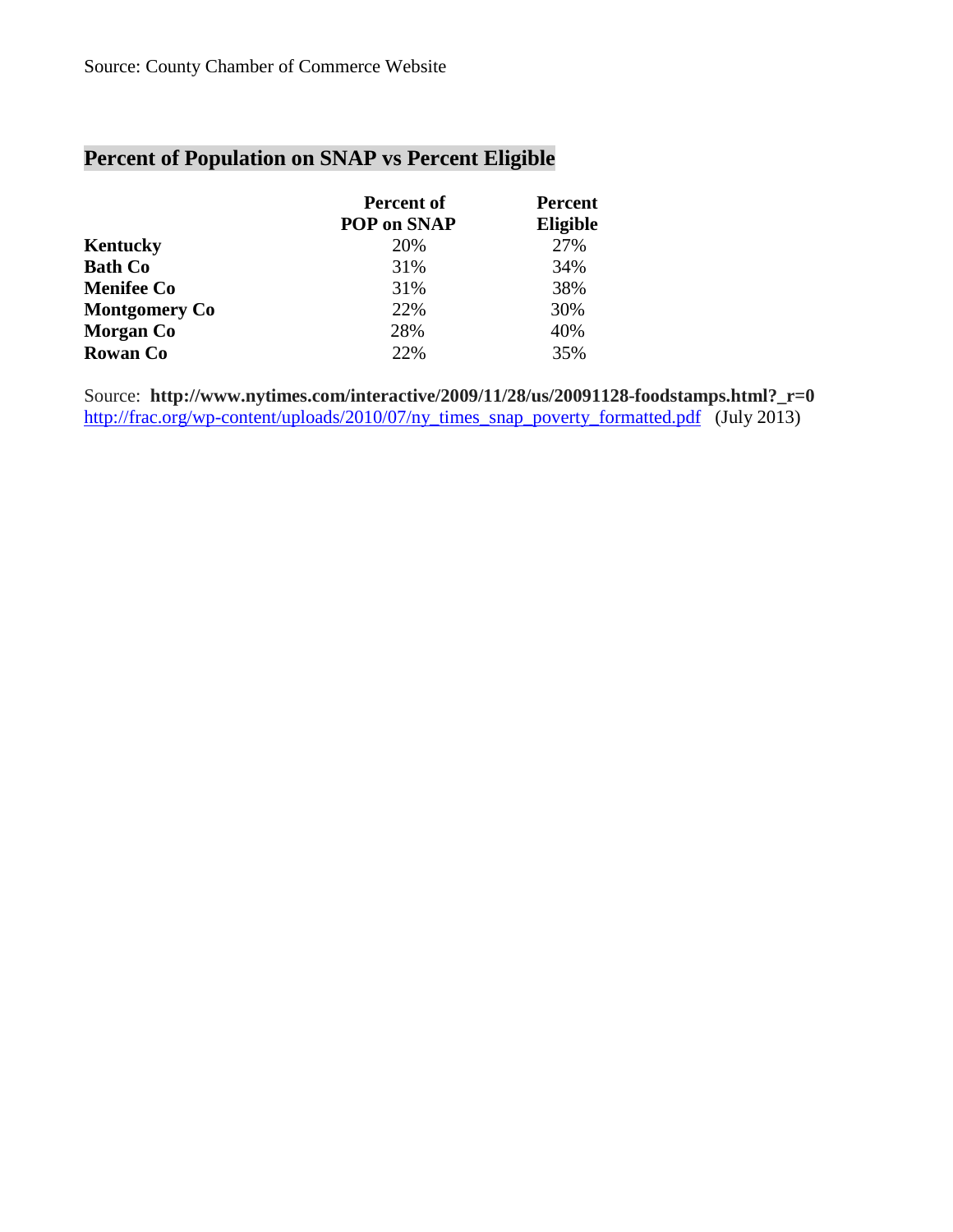Source: County Chamber of Commerce Website

## Percent of Population on SNAP vs Percent Eligible

| | Percent of POP on SNAP | Percent Eligible |
|---|---|---|
| **Kentucky** | 20% | 27% |
| **Bath Co** | 31% | 34% |
| **Menifee Co** | 31% | 38% |
| **Montgomery Co** | 22% | 30% |
| **Morgan Co** | 28% | 40% |
| **Rowan Co** | 22% | 35% |

Source: **http://www.nytimes.com/interactive/2009/11/28/us/20091128-foodstamps.html?_r=0**
http://frac.org/wp-content/uploads/2010/07/ny_times_snap_poverty_formatted.pdf (July 2013)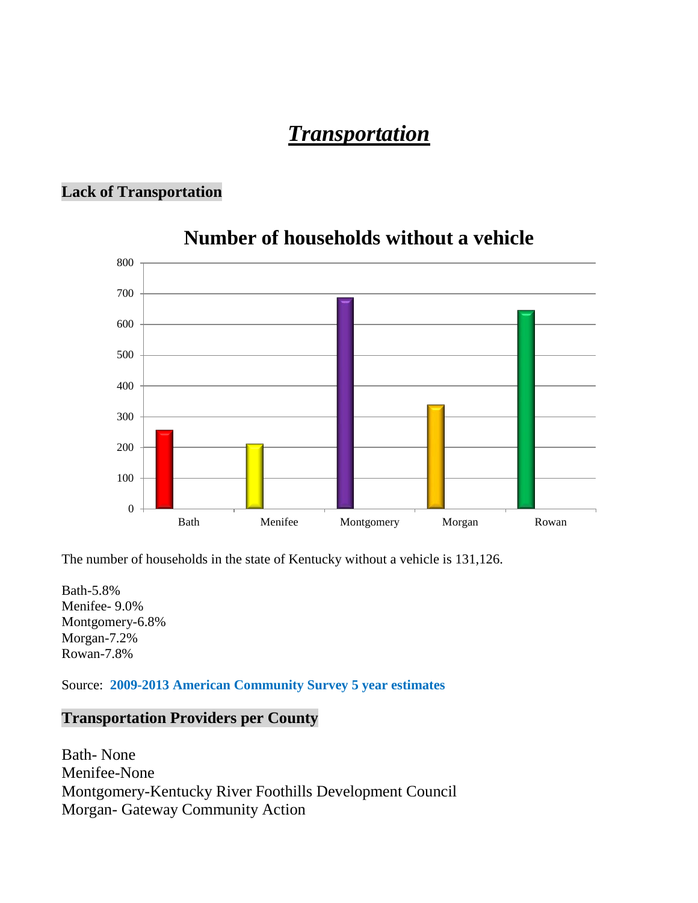# ***Transportation***

## Lack of Transportation

**Number of households without a vehicle**

800
700
600
500
400
300
200
100
0

Bath
Menifee
Montgomery
Morgan
Rowan

The number of households in the state of Kentucky without a vehicle is 131,126.

Bath-5.8%
Menifee- 9.0%
Montgomery-6.8%
Morgan-7.2%
Rowan-7.8%

Source: **2009-2013 American Community Survey 5 year estimates**

## Transportation Providers per County

Bath- None
Menifee-None
Montgomery-Kentucky River Foothills Development Council
Morgan- Gateway Community Action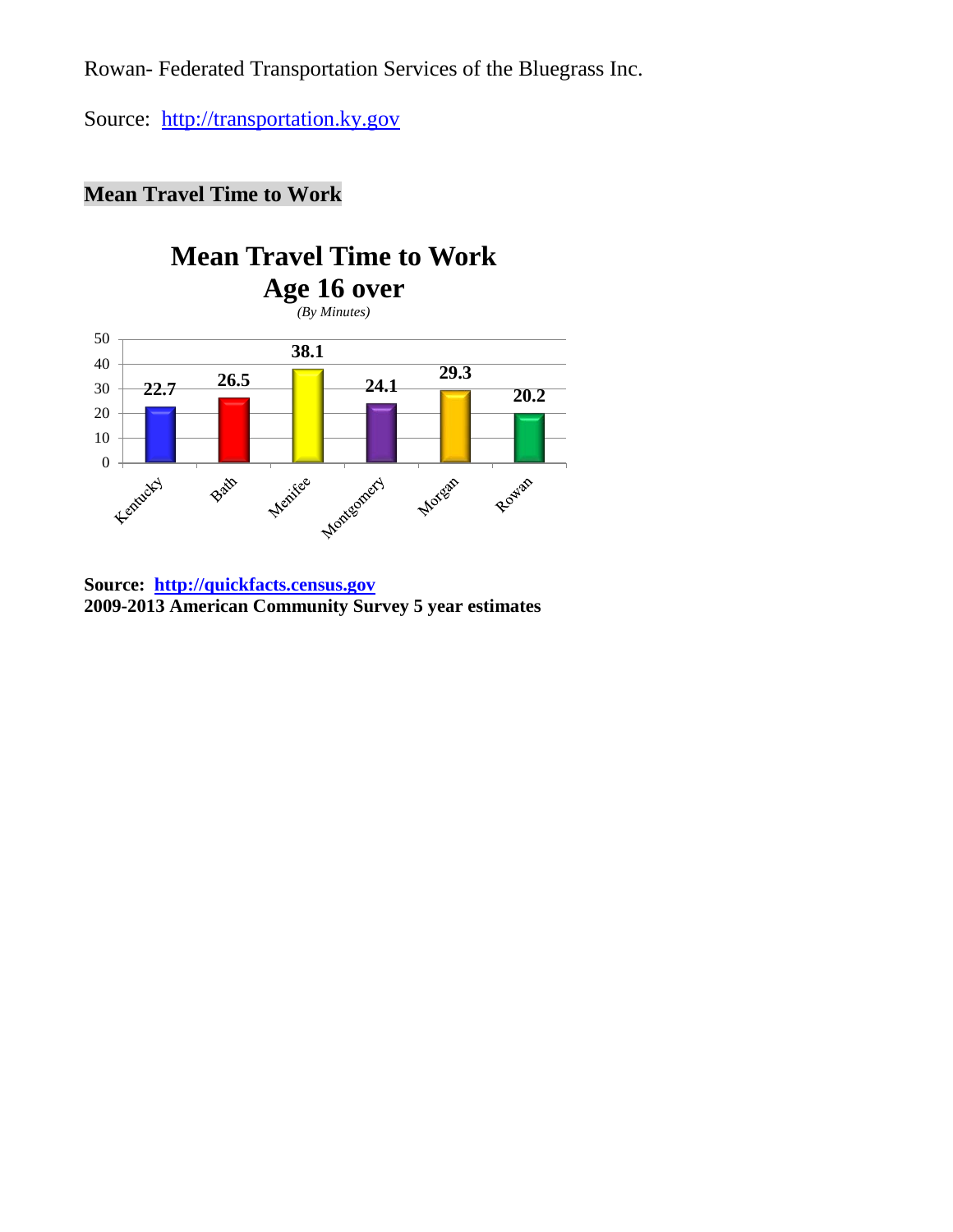Rowan- Federated Transportation Services of the Bluegrass Inc.

Source: http://transportation.ky.gov

## Mean Travel Time to Work

**Mean Travel Time to Work**
**Age 16 over**
*(By Minutes)*

50
40
30
20
10
0

22.7
26.5
38.1
24.1
29.3
20.2

Kentucky
Bath
Menifee
Montgomery
Morgan
Rowan

**Source: http://quickfacts.census.gov**
**2009-2013 American Community Survey 5 year estimates**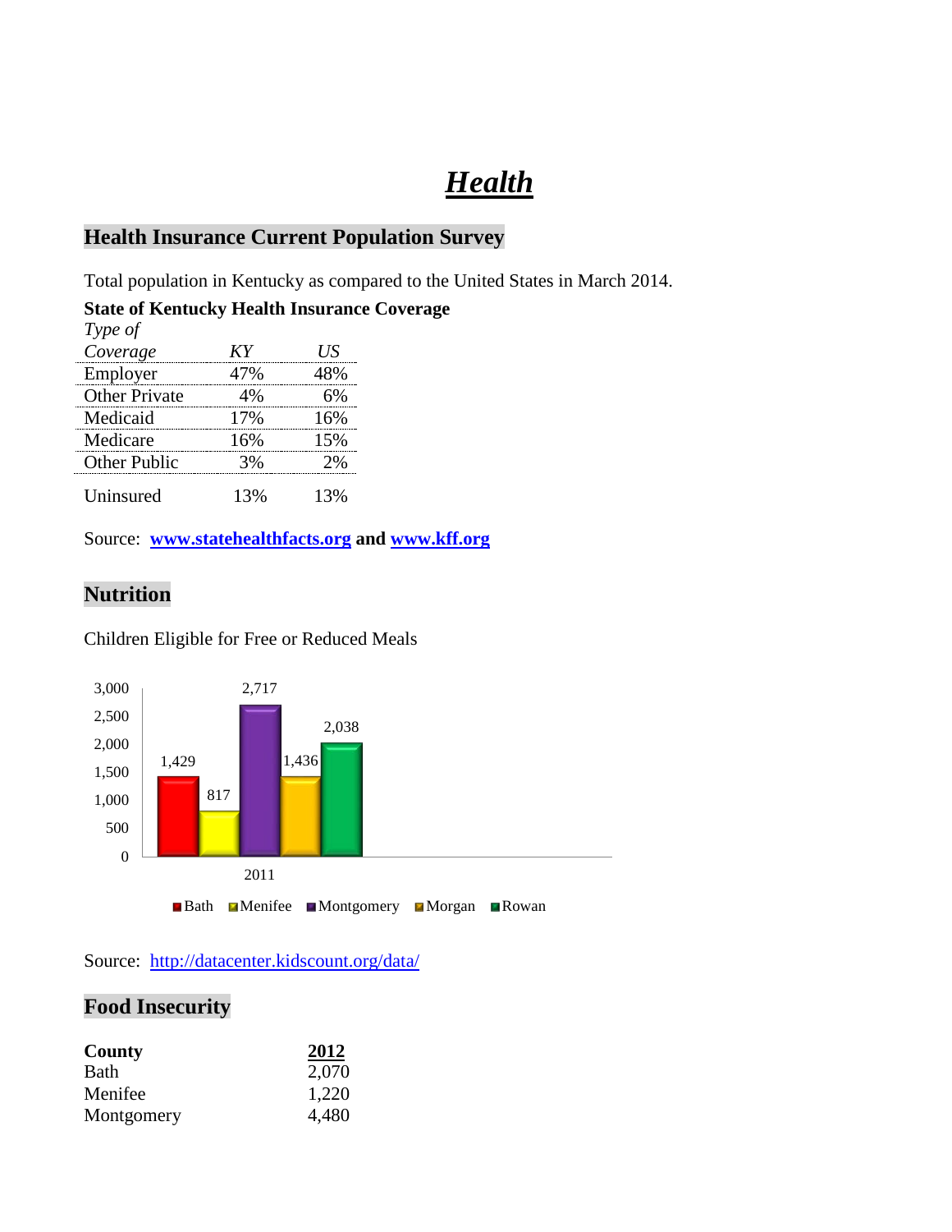// Health

## Health Insurance Current Population Survey

Total population in Kentucky as compared to the United States in March 2014.

**State of Kentucky Health Insurance Coverage**

| *Type of Coverage* | *KY* | *US* |
|---|---|---|
| Employer | 47% | 48% |
| Other Private | 4% | 6% |
| Medicaid | 17% | 16% |
| Medicare | 16% | 15% |
| Other Public | 3% | 2% |
| Uninsured | 13% | 13% |

Source: **www.statehealthfacts.org** and **www.kff.org**

## Nutrition

Children Eligible for Free or Reduced Meals

| County | 2011 |
|---|---|
| Bath | 1,429 |
| Menifee | 817 |
| Montgomery | 2,717 |
| Morgan | 1,436 |
| Rowan | 2,038 |

Source: http://datacenter.kidscount.org/data/

## Food Insecurity

| **County** | **2012** |
|---|---|
| Bath | 2,070 |
| Menifee | 1,220 |
| Montgomery | 4,480 |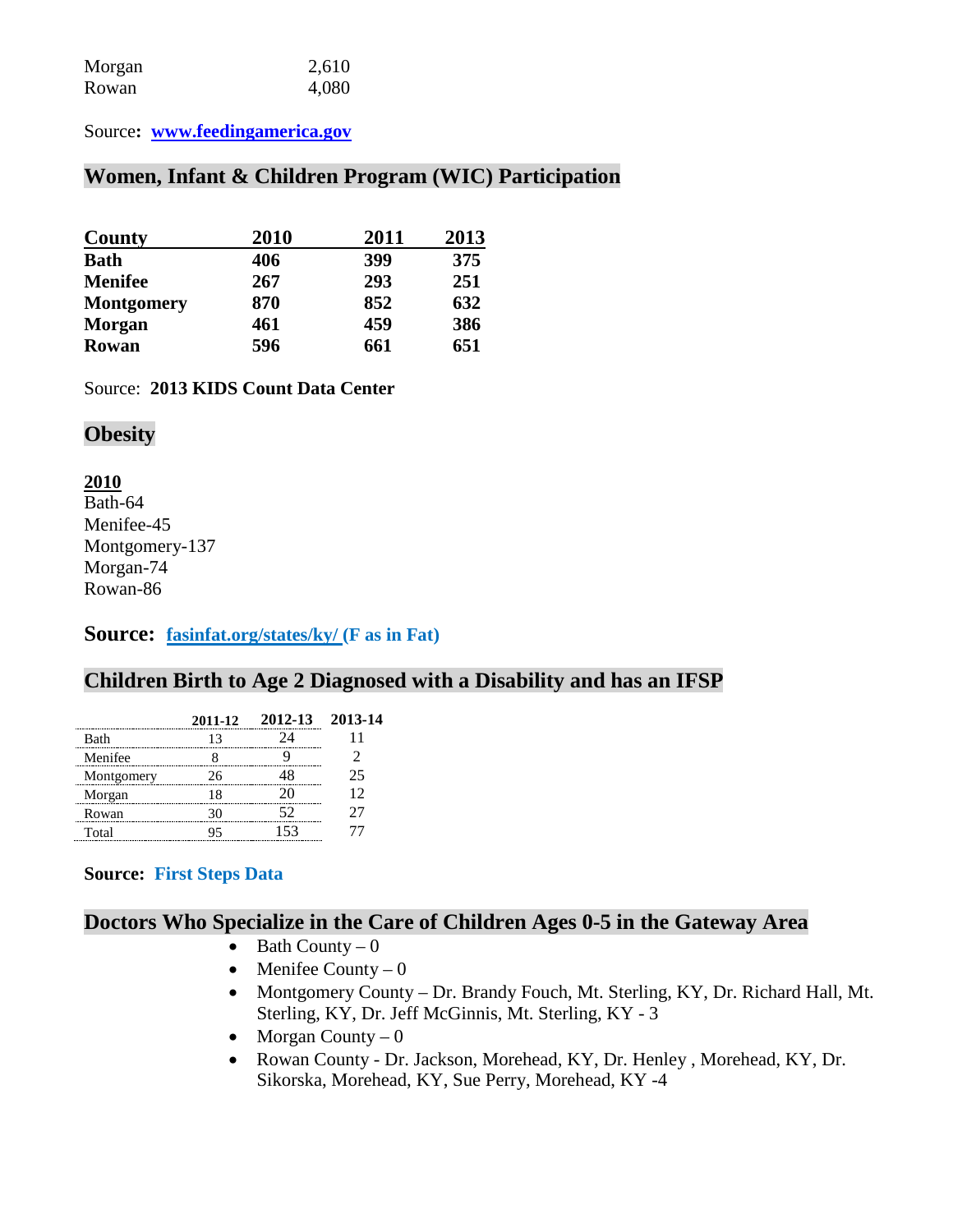Morgan 2,610
Rowan 4,080

Source: **[www.feedingamerica.gov](http://www.feedingamerica.gov)**

## Women, Infant & Children Program (WIC) Participation

| County | 2010 | 2011 | 2013 |
|---|---|---|---|
| **Bath** | **406** | **399** | **375** |
| **Menifee** | **267** | **293** | **251** |
| **Montgomery** | **870** | **852** | **632** |
| **Morgan** | **461** | **459** | **386** |
| **Rowan** | **596** | **661** | **651** |

Source: **2013 KIDS Count Data Center**

## Obesity

**2010**
Bath-64
Menifee-45
Montgomery-137
Morgan-74
Rowan-86

**Source: fasinfat.org/states/ky/ (F as in Fat)**

## Children Birth to Age 2 Diagnosed with a Disability and has an IFSP

| | 2011-12 | 2012-13 | 2013-14 |
|---|---|---|---|
| Bath | 13 | 24 | 11 |
| Menifee | 8 | 9 | 2 |
| Montgomery | 26 | 48 | 25 |
| Morgan | 18 | 20 | 12 |
| Rowan | 30 | 52 | 27 |
| Total | 95 | 153 | 77 |

**Source: First Steps Data**

## Doctors Who Specialize in the Care of Children Ages 0-5 in the Gateway Area

- Bath County – 0
- Menifee County – 0
- Montgomery County – Dr. Brandy Fouch, Mt. Sterling, KY, Dr. Richard Hall, Mt. Sterling, KY, Dr. Jeff McGinnis, Mt. Sterling, KY - 3
- Morgan County – 0
- Rowan County - Dr. Jackson, Morehead, KY, Dr. Henley , Morehead, KY, Dr. Sikorska, Morehead, KY, Sue Perry, Morehead, KY -4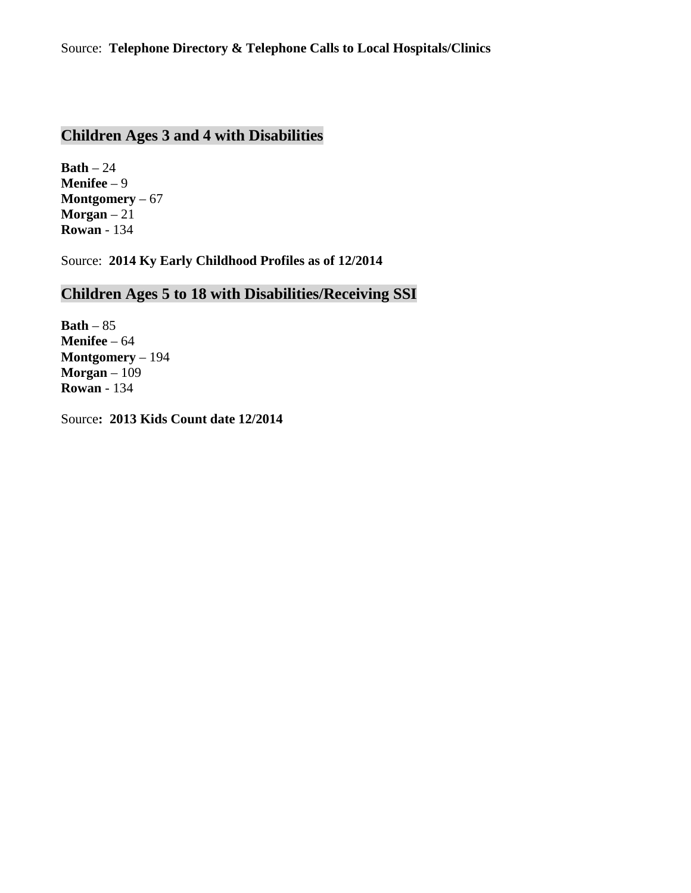Source: **Telephone Directory & Telephone Calls to Local Hospitals/Clinics**

## Children Ages 3 and 4 with Disabilities

**Bath** – 24
**Menifee** – 9
**Montgomery** – 67
**Morgan** – 21
**Rowan** - 134

Source: **2014 Ky Early Childhood Profiles as of 12/2014**

## Children Ages 5 to 18 with Disabilities/Receiving SSI

**Bath** – 85
**Menifee** – 64
**Montgomery** – 194
**Morgan** – 109
**Rowan** - 134

Source**: 2013 Kids Count date 12/2014**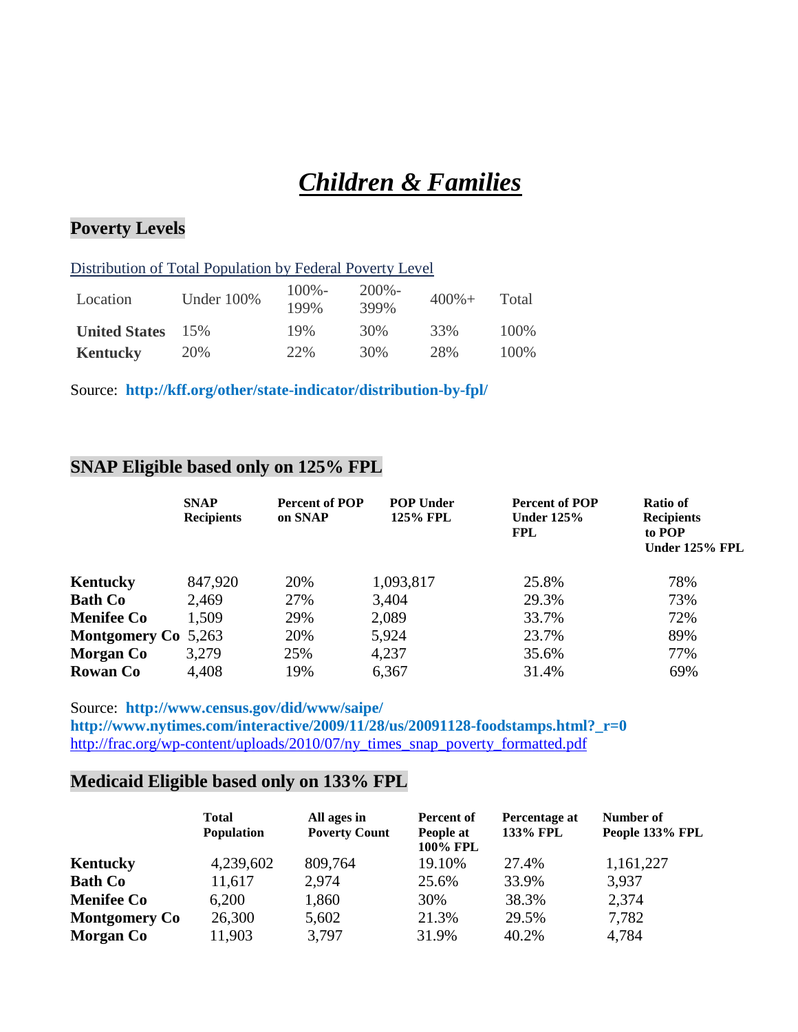# ***Children & Families***

## Poverty Levels

Distribution of Total Population by Federal Poverty Level

| Location | Under 100% | 100%-199% | 200%-399% | 400%+ | Total |
|---|---|---|---|---|---|
| **United States** | 15% | 19% | 30% | 33% | 100% |
| **Kentucky** | 20% | 22% | 30% | 28% | 100% |

Source: **http://kff.org/other/state-indicator/distribution-by-fpl/**

## SNAP Eligible based only on 125% FPL

| | SNAP Recipients | Percent of POP on SNAP | POP Under 125% FPL | Percent of POP Under 125% FPL | Ratio of Recipients to POP Under 125% FPL |
|---|---|---|---|---|---|
| **Kentucky** | 847,920 | 20% | 1,093,817 | 25.8% | 78% |
| **Bath Co** | 2,469 | 27% | 3,404 | 29.3% | 73% |
| **Menifee Co** | 1,509 | 29% | 2,089 | 33.7% | 72% |
| **Montgomery Co** | 5,263 | 20% | 5,924 | 23.7% | 89% |
| **Morgan Co** | 3,279 | 25% | 4,237 | 35.6% | 77% |
| **Rowan Co** | 4,408 | 19% | 6,367 | 31.4% | 69% |

Source: **http://www.census.gov/did/www/saipe/**
**http://www.nytimes.com/interactive/2009/11/28/us/20091128-foodstamps.html?_r=0**
http://frac.org/wp-content/uploads/2010/07/ny_times_snap_poverty_formatted.pdf

## Medicaid Eligible based only on 133% FPL

| | Total Population | All ages in Poverty Count | Percent of People at 100% FPL | Percentage at 133% FPL | Number of People 133% FPL |
|---|---|---|---|---|---|
| **Kentucky** | 4,239,602 | 809,764 | 19.10% | 27.4% | 1,161,227 |
| **Bath Co** | 11,617 | 2,974 | 25.6% | 33.9% | 3,937 |
| **Menifee Co** | 6,200 | 1,860 | 30% | 38.3% | 2,374 |
| **Montgomery Co** | 26,300 | 5,602 | 21.3% | 29.5% | 7,782 |
| **Morgan Co** | 11,903 | 3,797 | 31.9% | 40.2% | 4,784 |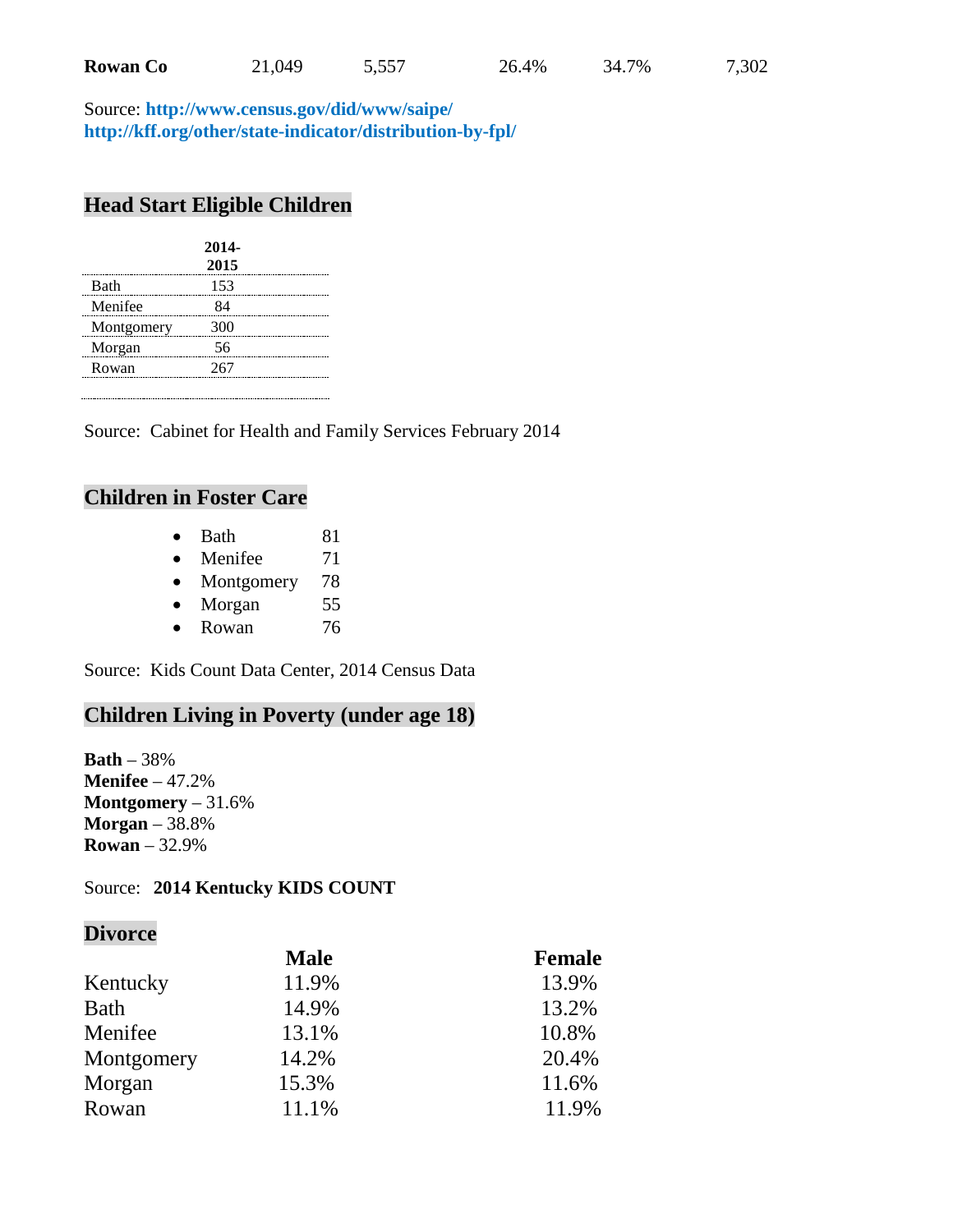| | | | | | |
|---|---|---|---|---|---|
| **Rowan Co** | 21,049 | 5,557 | 26.4% | 34.7% | 7,302 |

Source: **http://www.census.gov/did/www/saipe/**
**http://kff.org/other/state-indicator/distribution-by-fpl/**

## Head Start Eligible Children

| | 2014-2015 |
|---|---|
| Bath | 153 |
| Menifee | 84 |
| Montgomery | 300 |
| Morgan | 56 |
| Rowan | 267 |

Source: Cabinet for Health and Family Services February 2014

## Children in Foster Care

- Bath 81
- Menifee 71
- Montgomery 78
- Morgan 55
- Rowan 76

Source: Kids Count Data Center, 2014 Census Data

## Children Living in Poverty (under age 18)

**Bath** – 38%
**Menifee** – 47.2%
**Montgomery** – 31.6%
**Morgan** – 38.8%
**Rowan** – 32.9%

Source: **2014 Kentucky KIDS COUNT**

## Divorce

| | Male | Female |
|---|---|---|
| Kentucky | 11.9% | 13.9% |
| Bath | 14.9% | 13.2% |
| Menifee | 13.1% | 10.8% |
| Montgomery | 14.2% | 20.4% |
| Morgan | 15.3% | 11.6% |
| Rowan | 11.1% | 11.9% |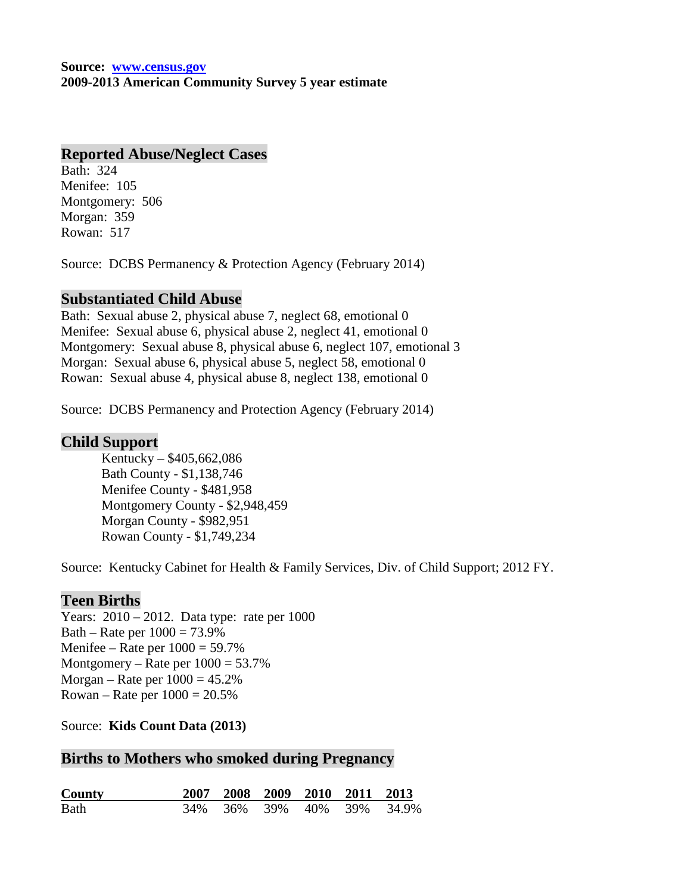**Source: www.census.gov**
**2009-2013 American Community Survey 5 year estimate**

## Reported Abuse/Neglect Cases

Bath: 324
Menifee: 105
Montgomery: 506
Morgan: 359
Rowan: 517

Source: DCBS Permanency & Protection Agency (February 2014)

## Substantiated Child Abuse

Bath: Sexual abuse 2, physical abuse 7, neglect 68, emotional 0
Menifee: Sexual abuse 6, physical abuse 2, neglect 41, emotional 0
Montgomery: Sexual abuse 8, physical abuse 6, neglect 107, emotional 3
Morgan: Sexual abuse 6, physical abuse 5, neglect 58, emotional 0
Rowan: Sexual abuse 4, physical abuse 8, neglect 138, emotional 0

Source: DCBS Permanency and Protection Agency (February 2014)

## Child Support

Kentucky – $405,662,086
Bath County - $1,138,746
Menifee County - $481,958
Montgomery County - $2,948,459
Morgan County - $982,951
Rowan County - $1,749,234

Source: Kentucky Cabinet for Health & Family Services, Div. of Child Support; 2012 FY.

## Teen Births

Years: 2010 – 2012. Data type: rate per 1000
Bath – Rate per 1000 = 73.9%
Menifee – Rate per 1000 = 59.7%
Montgomery – Rate per 1000 = 53.7%
Morgan – Rate per 1000 = 45.2%
Rowan – Rate per 1000 = 20.5%

Source: **Kids Count Data (2013)**

## Births to Mothers who smoked during Pregnancy

| County | 2007 | 2008 | 2009 | 2010 | 2011 | 2013 |
|---|---|---|---|---|---|---|
| Bath | 34% | 36% | 39% | 40% | 39% | 34.9% |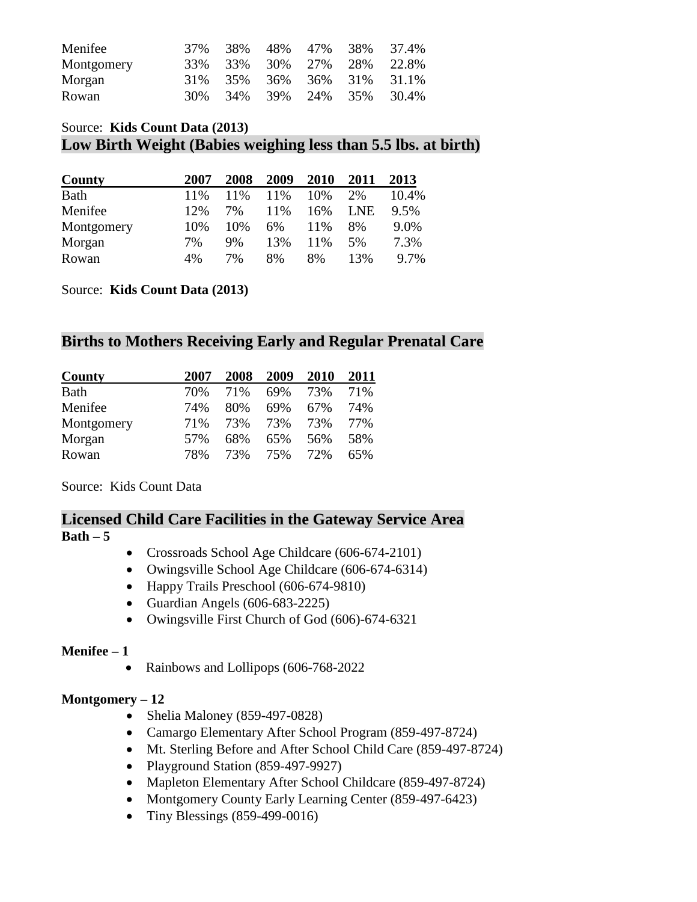| | | | | | | |
|---|---|---|---|---|---|---|
| Menifee | 37% | 38% | 48% | 47% | 38% | 37.4% |
| Montgomery | 33% | 33% | 30% | 27% | 28% | 22.8% |
| Morgan | 31% | 35% | 36% | 36% | 31% | 31.1% |
| Rowan | 30% | 34% | 39% | 24% | 35% | 30.4% |

Source: **Kids Count Data (2013)**

## Low Birth Weight (Babies weighing less than 5.5 lbs. at birth)

| County | 2007 | 2008 | 2009 | 2010 | 2011 | 2013 |
|---|---|---|---|---|---|---|
| Bath | 11% | 11% | 11% | 10% | 2% | 10.4% |
| Menifee | 12% | 7% | 11% | 16% | LNE | 9.5% |
| Montgomery | 10% | 10% | 6% | 11% | 8% | 9.0% |
| Morgan | 7% | 9% | 13% | 11% | 5% | 7.3% |
| Rowan | 4% | 7% | 8% | 8% | 13% | 9.7% |

Source: **Kids Count Data (2013)**

## Births to Mothers Receiving Early and Regular Prenatal Care

| County | 2007 | 2008 | 2009 | 2010 | 2011 |
|---|---|---|---|---|---|
| Bath | 70% | 71% | 69% | 73% | 71% |
| Menifee | 74% | 80% | 69% | 67% | 74% |
| Montgomery | 71% | 73% | 73% | 73% | 77% |
| Morgan | 57% | 68% | 65% | 56% | 58% |
| Rowan | 78% | 73% | 75% | 72% | 65% |

Source: Kids Count Data

## Licensed Child Care Facilities in the Gateway Service Area

**Bath – 5**

- Crossroads School Age Childcare (606-674-2101)
- Owingsville School Age Childcare (606-674-6314)
- Happy Trails Preschool (606-674-9810)
- Guardian Angels (606-683-2225)
- Owingsville First Church of God (606)-674-6321

**Menifee – 1**

- Rainbows and Lollipops (606-768-2022

**Montgomery – 12**

- Shelia Maloney (859-497-0828)
- Camargo Elementary After School Program (859-497-8724)
- Mt. Sterling Before and After School Child Care (859-497-8724)
- Playground Station (859-497-9927)
- Mapleton Elementary After School Childcare (859-497-8724)
- Montgomery County Early Learning Center (859-497-6423)
- Tiny Blessings (859-499-0016)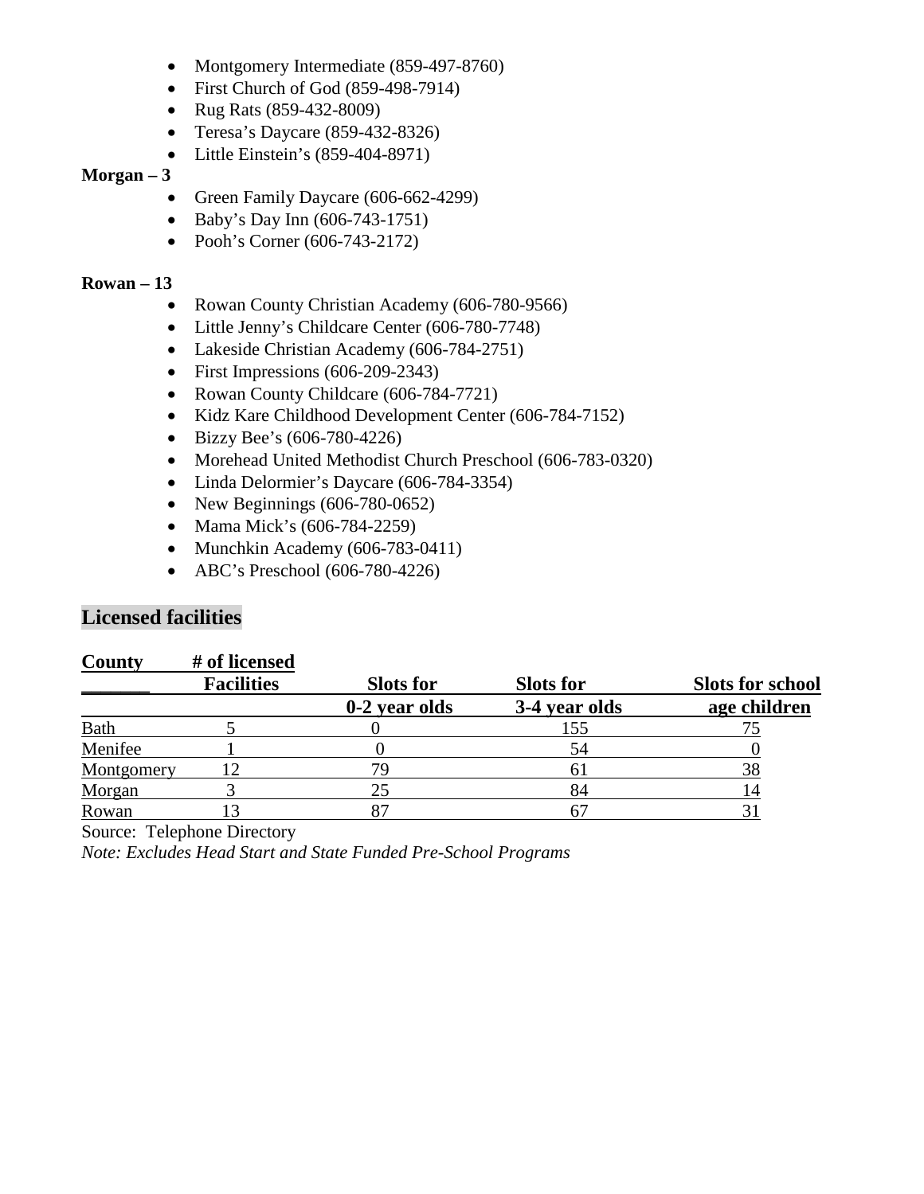- Montgomery Intermediate (859-497-8760)
- First Church of God (859-498-7914)
- Rug Rats (859-432-8009)
- Teresa's Daycare (859-432-8326)
- Little Einstein's (859-404-8971)

**Morgan – 3**

- Green Family Daycare (606-662-4299)
- Baby's Day Inn (606-743-1751)
- Pooh's Corner (606-743-2172)

**Rowan – 13**

- Rowan County Christian Academy (606-780-9566)
- Little Jenny's Childcare Center (606-780-7748)
- Lakeside Christian Academy (606-784-2751)
- First Impressions (606-209-2343)
- Rowan County Childcare (606-784-7721)
- Kidz Kare Childhood Development Center (606-784-7152)
- Bizzy Bee's (606-780-4226)
- Morehead United Methodist Church Preschool (606-783-0320)
- Linda Delormier's Daycare (606-784-3354)
- New Beginnings (606-780-0652)
- Mama Mick's (606-784-2259)
- Munchkin Academy (606-783-0411)
- ABC's Preschool (606-780-4226)

## Licensed facilities

| County | # of licensed Facilities | Slots for 0-2 year olds | Slots for 3-4 year olds | Slots for school age children |
|---|---|---|---|---|
| Bath | 5 | 0 | 155 | 75 |
| Menifee | 1 | 0 | 54 | 0 |
| Montgomery | 12 | 79 | 61 | 38 |
| Morgan | 3 | 25 | 84 | 14 |
| Rowan | 13 | 87 | 67 | 31 |

Source: Telephone Directory

*Note: Excludes Head Start and State Funded Pre-School Programs*